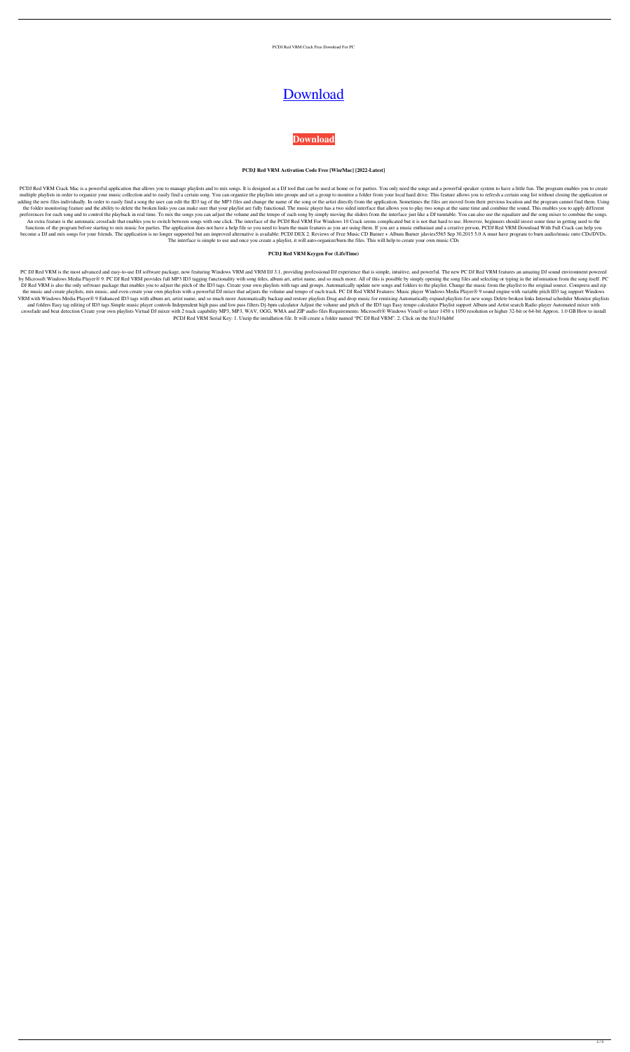PCDJ Red VRM Crack Free Download For PC

# Download

**Download**

### PCDJ Red VRM Activation Code Free [Win/Mac] [2022-Latest]

PCDJ Red VRM Crack Mac is a powerful application that allows you to manage playlists and to mix songs. It is designed as a DJ tool that can be used at home or for parties. You only need the songs and a powerful speaker system to have a little fun. The program enables you to create multiple playlists in order to organize your music collection and to easily find a certain song. You can organize the playlists into groups and set a group to monitor a folder from your local hard drive. This feature allows you to refresh a certain song list without closing the application or adding the new files individually. In order to easily find a song the user can edit the ID3 tag of the MP3 files and change the name of the song or the artist directly from the application. Sometimes the files are moved from their previous location and the program cannot find them. Using the folder monitoring feature and the ability to delete the broken links you can make sure that your playlist are fully functional. The music player has a two sided interface that allows you to play two songs at the same time and combine the sound. This enables you to apply different preferences for each song and to control the playback in real time. To mix the songs you can adjust the volume and the tempo of each song by simply moving the sliders from the interface just like a DJ turntable. You can also use the equalizer and the song mixer to combine the songs. An extra feature is the automatic crossfade that enables you to switch between songs with one click. The interface of the PCDJ Red VRM For Windows 10 Crack seems complicated but it is not that hard to use. However, beginners should invest some time in getting used to the functions of the program before starting to mix music for parties. The application does not have a help file so you need to learn the main features as you are using them. If you are a music enthusiast and a creative person, PCDJ Red VRM Download With Full Crack can help you become a DJ and mix songs for your friends. The application is no longer supported but am improved alternative is available: PCDJ DEX 2. Reviews of Free Music CD Burner + Album Burner jdavies5565 Sep 30,2015 5.0 A must have program to burn audio/music onto CDs/DVDs. The interface is simple to use and once you create a playlist, it will auto-organize/burn the files. This will help to create your own music CDs

### PCDJ Red VRM Keygen For (LifeTime)

PC DJ Red VRM is the most advanced and easy-to-use DJ software package, now featuring Windows VRM and VRM DJ 3.1, providing professional DJ experience that is simple, intuitive, and powerful. The new PC DJ Red VRM features an amazing DJ sound environment powered by Microsoft Windows Media Player® 9. PC DJ Red VRM provides full MP3 ID3 tagging functionality with song titles, album art, artist name, and so much more. All of this is possible by simply opening the song files and selecting or typing in the information from the song itself. PC DJ Red VRM is also the only software package that enables you to adjust the pitch of the ID3 tags. Create your own playlists with tags and groups. Automatically update new songs and folders to the playlist. Change the music from the playlist to the original source. Compress and zip the music and create playlists, mix music, and even create your own playlists with a powerful DJ mixer that adjusts the volume and tempo of each track. PC DJ Red VRM Features: Music player Windows Media Player® 9 sound engine with variable pitch ID3 tag support Windows VRM with Windows Media Player® 9 Enhanced ID3 tags with album art, artist name, and so much more Automatically backup and restore playlists Drag and drop music for remixing Automatically expand playlists for new songs Delete broken links Internal scheduler Monitor playlists and folders Easy tag editing of ID3 tags Simple music player controls Independent high pass and low pass filters Dj-bpm calculator Adjust the volume and pitch of the ID3 tags Easy tempo calculator Playlist support Album and Artist search Radio player Automated mixer with crossfade and beat detection Create your own playlists Virtual DJ mixer with 2 track capability MP3, MP3, WAV, OGG, WMA and ZIP audio files Requirements: Microsoft® Windows Vista® or later 1450 x 1050 resolution or higher 32-bit or 64-bit Approx. 1.0 GB How to install PCDJ Red VRM Serial Key: 1. Unzip the installation file. It will create a folder named "PC DJ Red VRM". 2. Click on the 81e310abbf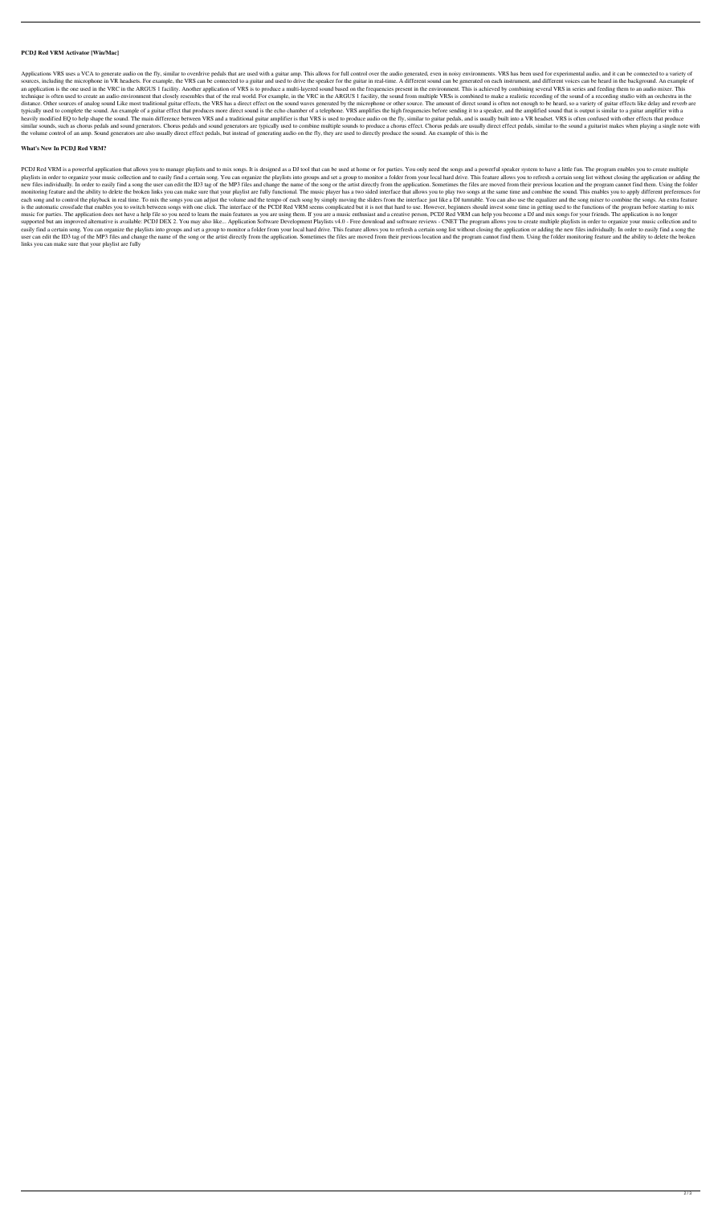**PCDJ Red VRM Activator [Win/Mac]**

Applications VRS uses a VCA to generate audio on the fly, similar to overdrive pedals that are used with a guitar amp. This allows for full control over the audio generated, even in noisy environments. VRS has been used for experimental audio, and it can be connected to a variety of sources, including the microphone in VR headsets. For example, the VRS can be connected to a guitar and used to drive the speaker for the guitar in real-time. A different sound can be generated on each instrument, and different voices can be heard in the background. An example of an application is the one used in the VRC in the ARGUS 1 facility. Another application of VRS is to produce a multi-layered sound based on the frequencies present in the environment. This is achieved by combining several VRS in series and feeding them to an audio mixer. This technique is often used to create an audio environment that closely resembles that of the real world. For example, in the VRC in the ARGUS 1 facility, the sound from multiple VRSs is combined to make a realistic recording of the sound of a recording studio with an orchestra in the distance. Other sources of analog sound Like most traditional guitar effects, the VRS has a direct effect on the sound waves generated by the microphone or other source. The amount of direct sound is often not enough to be heard, so a variety of guitar effects like delay and reverb are typically used to complete the sound. An example of a guitar effect that produces more direct sound is the echo chamber of a telephone. VRS amplifies the high frequencies before sending it to a speaker, and the amplified sound that is output is similar to a guitar amplifier with a heavily modified EQ to help shape the sound. The main difference between VRS and a traditional guitar amplifier is that VRS is used to produce audio on the fly, similar to guitar pedals, and is usually built into a VR headset. VRS is often confused with other effects that produce similar sounds, such as chorus pedals and sound generators. Chorus pedals and sound generators are typically used to combine multiple sounds to produce a chorus effect. Chorus pedals are usually direct effect pedals, similar to the sound a guitarist makes when playing a single note with the volume control of an amp. Sound generators are also usually direct effect pedals, but instead of generating audio on the fly, they are used to directly produce the sound. An example of this is the

**What's New In PCDJ Red VRM?**

PCDJ Red VRM is a powerful application that allows you to manage playlists and to mix songs. It is designed as a DJ tool that can be used at home or for parties. You only need the songs and a powerful speaker system to have a little fun. The program enables you to create multiple playlists in order to organize your music collection and to easily find a certain song. You can organize the playlists into groups and set a group to monitor a folder from your local hard drive. This feature allows you to refresh a certain song list without closing the application or adding the new files individually. In order to easily find a song the user can edit the ID3 tag of the MP3 files and change the name of the song or the artist directly from the application. Sometimes the files are moved from their previous location and the program cannot find them. Using the folder monitoring feature and the ability to delete the broken links you can make sure that your playlist are fully functional. The music player has a two sided interface that allows you to play two songs at the same time and combine the sound. This enables you to apply different preferences for each song and to control the playback in real time. To mix the songs you can adjust the volume and the tempo of each song by simply moving the sliders from the interface just like a DJ turntable. You can also use the equalizer and the song mixer to combine the songs. An extra feature is the automatic crossfade that enables you to switch between songs with one click. The interface of the PCDJ Red VRM seems complicated but it is not that hard to use. However, beginners should invest some time in getting used to the functions of the program before starting to mix music for parties. The application does not have a help file so you need to learn the main features as you are using them. If you are a music enthusiast and a creative person, PCDJ Red VRM can help you become a DJ and mix songs for your friends. The application is no longer supported but an improved alternative is available: PCDJ DEX 2. You may also like... Application Software Development Playlists v4.0 - Free download and software reviews - CNET The program allows you to create multiple playlists in order to organize your music collection and to easily find a certain song. You can organize the playlists into groups and set a group to monitor a folder from your local hard drive. This feature allows you to refresh a certain song list without closing the application or adding the new files individually. In order to easily find a song the user can edit the ID3 tag of the MP3 files and change the name of the song or the artist directly from the application. Sometimes the files are moved from their previous location and the program cannot find them. Using the folder monitoring feature and the ability to delete the broken links you can make sure that your playlist are fully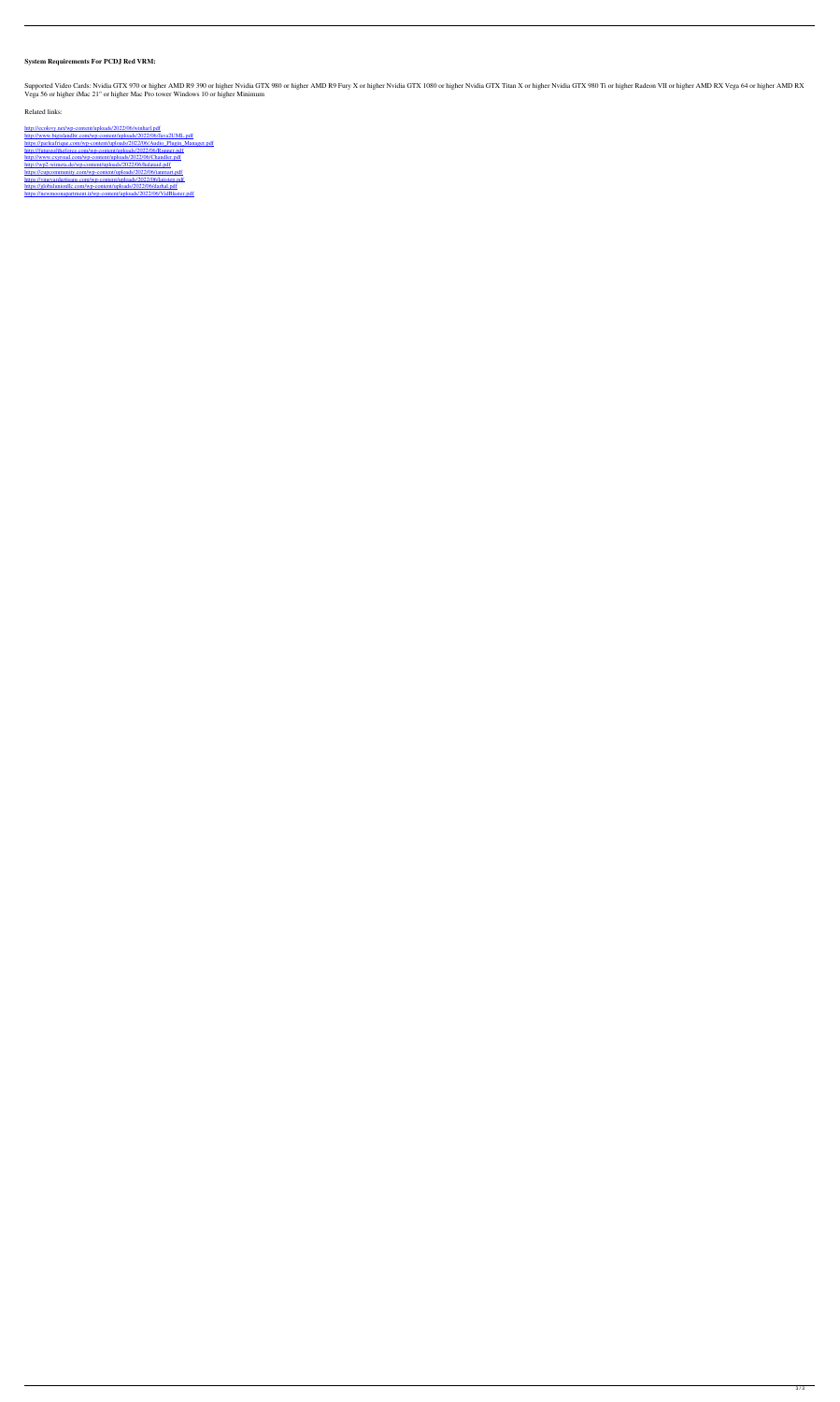**System Requirements For PCDJ Red VRM:**

Supported Video Cards: Nvidia GTX 970 or higher AMD R9 390 or higher Nvidia GTX 980 or higher AMD R9 Fury X or higher Nvidia GTX 1080 or higher Nvidia GTX Titan X or higher Nvidia GTX 980 Ti or higher Radeon VII or higher AMD RX Vega 64 or higher AMD RX Vega 56 or higher iMac 21" or higher Mac Pro tower Windows 10 or higher Minimum

Related links:

http://ecolovy.net/wp-content/uploads/2022/06/winhari.pdf
http://www.bayislandltr.com/wp-content/uploads/2022/06/JavaJUML.pdf
https://parleafrique.com/wp-content/uploads/2022/06/Audio_Plugin_Manager.pdf
http://imeanclub.com/wp-content/uploads/2022/06/Runner.pdf
http://www.cxyroad.com/wp-content/uploads/2022/06/Chandler.pdf
http://wp2-wimeta.de/wp-content/uploads/2022/06/holasad.pdf
https://eqcompu.com/wp-content/uploads/2022/06/amnari.pdf
https://vineyardartisans.com/wp-content/uploads/2022/06/laisten.pdf
https://globalunionllc.com/wp-content/uploads/2022/06/darhal.pdf
https://newmoonnaturopathy.nl/wp-content/uploads/2022/06/VidBlaster.pdf